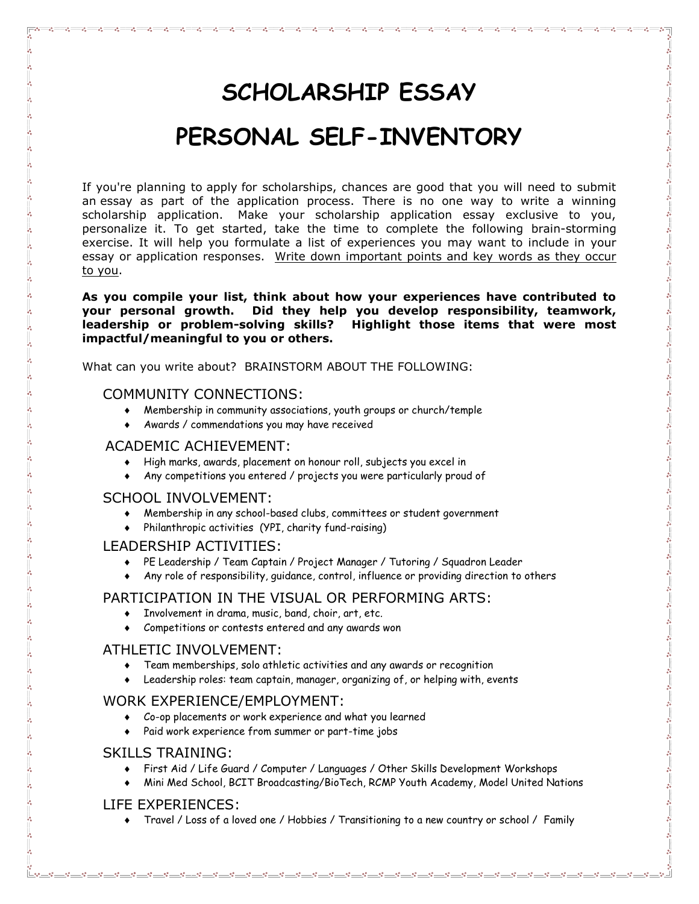# SCHOLARSHIP ESSAY

# PERSONAL SELF-INVENTORY

If you're planning to apply for scholarships, chances are good that you will need to submit an essay as part of the application process. There is no one way to write a winning scholarship application. Make your scholarship application essay exclusive to you, personalize it. To get started, take the time to complete the following brain-storming exercise. It will help you formulate a list of experiences you may want to include in your essay or application responses. <u>Write down important points and key words as they occur to you</u>.

**As you compile your list, think about how your experiences have contributed to your personal growth. Did they help you develop responsibility, teamwork, leadership or problem-solving skills? Highlight those items that were most impactful/meaningful to you or others.**

What can you write about? BRAINSTORM ABOUT THE FOLLOWING:

## COMMUNITY CONNECTIONS:

- Membership in community associations, youth groups or church/temple
- Awards / commendations you may have received

## ACADEMIC ACHIEVEMENT:

- High marks, awards, placement on honour roll, subjects you excel in
- Any competitions you entered / projects you were particularly proud of

## SCHOOL INVOLVEMENT:

- Membership in any school-based clubs, committees or student government
- Philanthropic activities (YPI, charity fund-raising)

## LEADERSHIP ACTIVITIES:

- PE Leadership / Team Captain / Project Manager / Tutoring / Squadron Leader
- Any role of responsibility, guidance, control, influence or providing direction to others

## PARTICIPATION IN THE VISUAL OR PERFORMING ARTS:

- Involvement in drama, music, band, choir, art, etc.
- Competitions or contests entered and any awards won

## ATHLETIC INVOLVEMENT:

- Team memberships, solo athletic activities and any awards or recognition
- Leadership roles: team captain, manager, organizing of, or helping with, events

## WORK EXPERIENCE/EMPLOYMENT:

- Co-op placements or work experience and what you learned
- Paid work experience from summer or part-time jobs

## SKILLS TRAINING:

- First Aid / Life Guard / Computer / Languages / Other Skills Development Workshops
- Mini Med School, BCIT Broadcasting/BioTech, RCMP Youth Academy, Model United Nations

## LIFE EXPERIENCES:

- Travel / Loss of a loved one / Hobbies / Transitioning to a new country or school / Family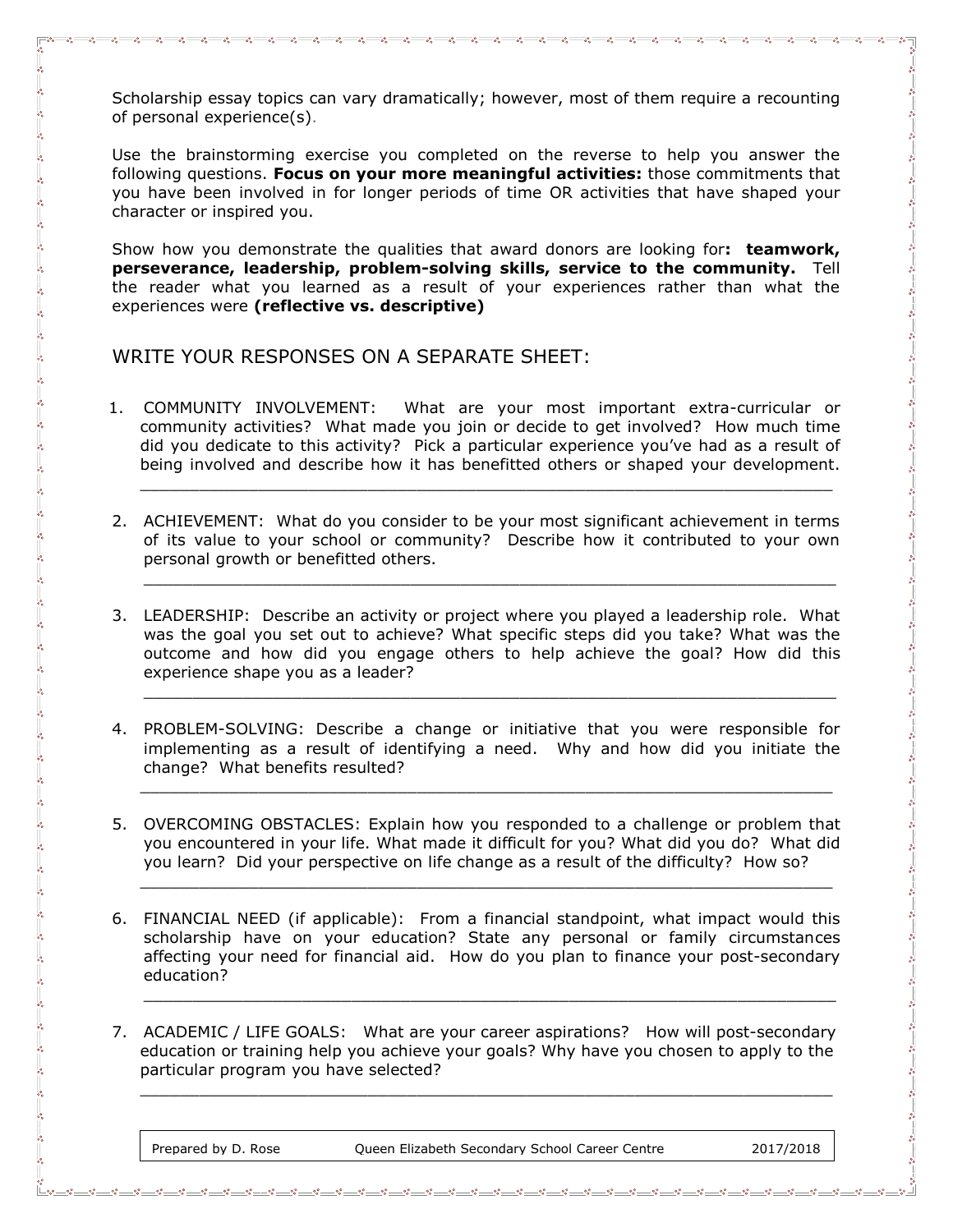Scholarship essay topics can vary dramatically; however, most of them require a recounting of personal experience(s).

Use the brainstorming exercise you completed on the reverse to help you answer the following questions. **Focus on your more meaningful activities:** those commitments that you have been involved in for longer periods of time OR activities that have shaped your character or inspired you.

Show how you demonstrate the qualities that award donors are looking for**: teamwork, perseverance, leadership, problem-solving skills, service to the community.** Tell the reader what you learned as a result of your experiences rather than what the experiences were **(reflective vs. descriptive)**

## WRITE YOUR RESPONSES ON A SEPARATE SHEET:

1. COMMUNITY INVOLVEMENT: What are your most important extra-curricular or community activities? What made you join or decide to get involved? How much time did you dedicate to this activity? Pick a particular experience you've had as a result of being involved and describe how it has benefitted others or shaped your development.

   ______________________________________________________________________

2. ACHIEVEMENT: What do you consider to be your most significant achievement in terms of its value to your school or community? Describe how it contributed to your own personal growth or benefitted others.

   ______________________________________________________________________

3. LEADERSHIP: Describe an activity or project where you played a leadership role. What was the goal you set out to achieve? What specific steps did you take? What was the outcome and how did you engage others to help achieve the goal? How did this experience shape you as a leader?

   ______________________________________________________________________

4. PROBLEM-SOLVING: Describe a change or initiative that you were responsible for implementing as a result of identifying a need. Why and how did you initiate the change? What benefits resulted?

   ______________________________________________________________________

5. OVERCOMING OBSTACLES: Explain how you responded to a challenge or problem that you encountered in your life. What made it difficult for you? What did you do? What did you learn? Did your perspective on life change as a result of the difficulty? How so?

   ______________________________________________________________________

6. FINANCIAL NEED (if applicable): From a financial standpoint, what impact would this scholarship have on your education? State any personal or family circumstances affecting your need for financial aid. How do you plan to finance your post-secondary education?

   ______________________________________________________________________

7. ACADEMIC / LIFE GOALS: What are your career aspirations? How will post-secondary education or training help you achieve your goals? Why have you chosen to apply to the particular program you have selected?

   ______________________________________________________________________

| | | |
|---|---|---|
| Prepared by D. Rose | Queen Elizabeth Secondary School Career Centre | 2017/2018 |